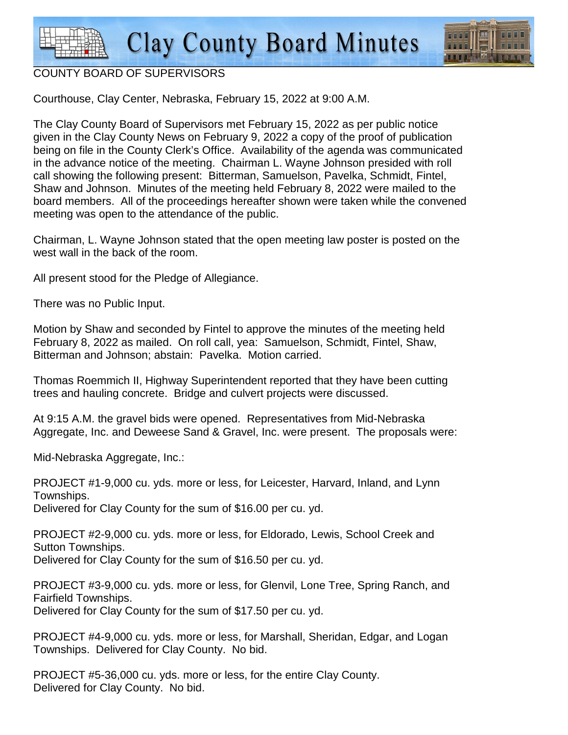# Clay County Board Minutes

## COUNTY BOARD OF SUPERVISORS

Courthouse, Clay Center, Nebraska, February 15, 2022 at 9:00 A.M.

The Clay County Board of Supervisors met February 15, 2022 as per public notice given in the Clay County News on February 9, 2022 a copy of the proof of publication being on file in the County Clerk's Office. Availability of the agenda was communicated in the advance notice of the meeting. Chairman L. Wayne Johnson presided with roll call showing the following present: Bitterman, Samuelson, Pavelka, Schmidt, Fintel, Shaw and Johnson. Minutes of the meeting held February 8, 2022 were mailed to the board members. All of the proceedings hereafter shown were taken while the convened meeting was open to the attendance of the public.

Chairman, L. Wayne Johnson stated that the open meeting law poster is posted on the west wall in the back of the room.

All present stood for the Pledge of Allegiance.

There was no Public Input.

Motion by Shaw and seconded by Fintel to approve the minutes of the meeting held February 8, 2022 as mailed. On roll call, yea: Samuelson, Schmidt, Fintel, Shaw, Bitterman and Johnson; abstain: Pavelka. Motion carried.

Thomas Roemmich II, Highway Superintendent reported that they have been cutting trees and hauling concrete. Bridge and culvert projects were discussed.

At 9:15 A.M. the gravel bids were opened. Representatives from Mid-Nebraska Aggregate, Inc. and Deweese Sand & Gravel, Inc. were present. The proposals were:

Mid-Nebraska Aggregate, Inc.:

PROJECT #1-9,000 cu. yds. more or less, for Leicester, Harvard, Inland, and Lynn Townships.
Delivered for Clay County for the sum of $16.00 per cu. yd.

PROJECT #2-9,000 cu. yds. more or less, for Eldorado, Lewis, School Creek and Sutton Townships.
Delivered for Clay County for the sum of $16.50 per cu. yd.

PROJECT #3-9,000 cu. yds. more or less, for Glenvil, Lone Tree, Spring Ranch, and Fairfield Townships.
Delivered for Clay County for the sum of $17.50 per cu. yd.

PROJECT #4-9,000 cu. yds. more or less, for Marshall, Sheridan, Edgar, and Logan Townships. Delivered for Clay County. No bid.

PROJECT #5-36,000 cu. yds. more or less, for the entire Clay County.
Delivered for Clay County. No bid.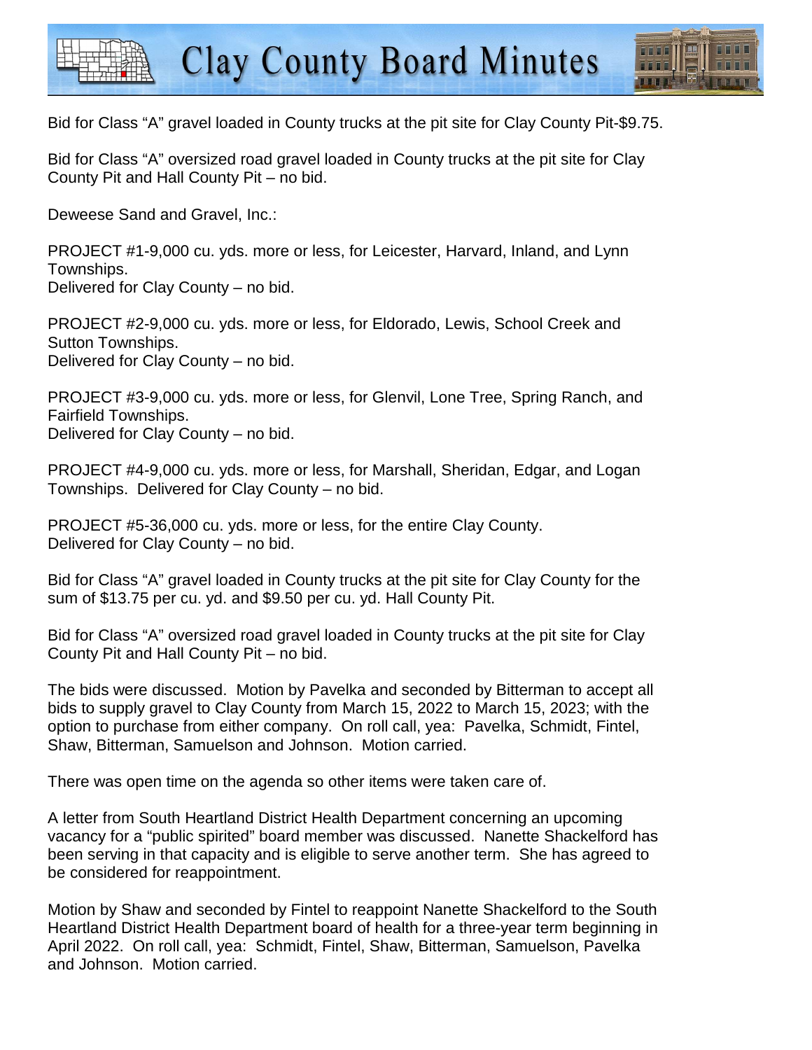Bid for Class "A" gravel loaded in County trucks at the pit site for Clay County Pit-$9.75.

Bid for Class "A" oversized road gravel loaded in County trucks at the pit site for Clay County Pit and Hall County Pit – no bid.

Deweese Sand and Gravel, Inc.:

PROJECT #1-9,000 cu. yds. more or less, for Leicester, Harvard, Inland, and Lynn Townships.
Delivered for Clay County – no bid.

PROJECT #2-9,000 cu. yds. more or less, for Eldorado, Lewis, School Creek and Sutton Townships.
Delivered for Clay County – no bid.

PROJECT #3-9,000 cu. yds. more or less, for Glenvil, Lone Tree, Spring Ranch, and Fairfield Townships.
Delivered for Clay County – no bid.

PROJECT #4-9,000 cu. yds. more or less, for Marshall, Sheridan, Edgar, and Logan Townships. Delivered for Clay County – no bid.

PROJECT #5-36,000 cu. yds. more or less, for the entire Clay County.
Delivered for Clay County – no bid.

Bid for Class "A" gravel loaded in County trucks at the pit site for Clay County for the sum of $13.75 per cu. yd. and $9.50 per cu. yd. Hall County Pit.

Bid for Class "A" oversized road gravel loaded in County trucks at the pit site for Clay County Pit and Hall County Pit – no bid.

The bids were discussed. Motion by Pavelka and seconded by Bitterman to accept all bids to supply gravel to Clay County from March 15, 2022 to March 15, 2023; with the option to purchase from either company. On roll call, yea: Pavelka, Schmidt, Fintel, Shaw, Bitterman, Samuelson and Johnson. Motion carried.

There was open time on the agenda so other items were taken care of.

A letter from South Heartland District Health Department concerning an upcoming vacancy for a "public spirited" board member was discussed. Nanette Shackelford has been serving in that capacity and is eligible to serve another term. She has agreed to be considered for reappointment.

Motion by Shaw and seconded by Fintel to reappoint Nanette Shackelford to the South Heartland District Health Department board of health for a three-year term beginning in April 2022. On roll call, yea: Schmidt, Fintel, Shaw, Bitterman, Samuelson, Pavelka and Johnson. Motion carried.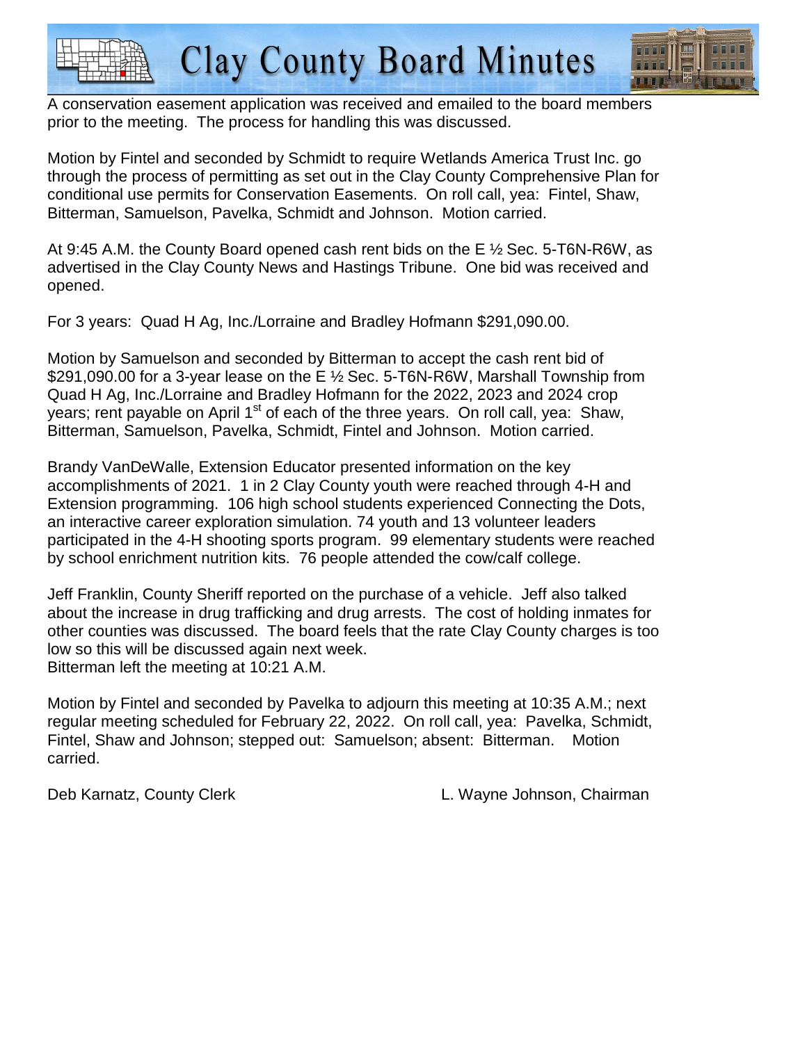A conservation easement application was received and emailed to the board members prior to the meeting. The process for handling this was discussed.

Motion by Fintel and seconded by Schmidt to require Wetlands America Trust Inc. go through the process of permitting as set out in the Clay County Comprehensive Plan for conditional use permits for Conservation Easements. On roll call, yea: Fintel, Shaw, Bitterman, Samuelson, Pavelka, Schmidt and Johnson. Motion carried.

At 9:45 A.M. the County Board opened cash rent bids on the E ½ Sec. 5-T6N-R6W, as advertised in the Clay County News and Hastings Tribune. One bid was received and opened.

For 3 years: Quad H Ag, Inc./Lorraine and Bradley Hofmann $291,090.00.

Motion by Samuelson and seconded by Bitterman to accept the cash rent bid of $291,090.00 for a 3-year lease on the E ½ Sec. 5-T6N-R6W, Marshall Township from Quad H Ag, Inc./Lorraine and Bradley Hofmann for the 2022, 2023 and 2024 crop years; rent payable on April 1st of each of the three years. On roll call, yea: Shaw, Bitterman, Samuelson, Pavelka, Schmidt, Fintel and Johnson. Motion carried.

Brandy VanDeWalle, Extension Educator presented information on the key accomplishments of 2021. 1 in 2 Clay County youth were reached through 4-H and Extension programming. 106 high school students experienced Connecting the Dots, an interactive career exploration simulation. 74 youth and 13 volunteer leaders participated in the 4-H shooting sports program. 99 elementary students were reached by school enrichment nutrition kits. 76 people attended the cow/calf college.

Jeff Franklin, County Sheriff reported on the purchase of a vehicle. Jeff also talked about the increase in drug trafficking and drug arrests. The cost of holding inmates for other counties was discussed. The board feels that the rate Clay County charges is too low so this will be discussed again next week.
Bitterman left the meeting at 10:21 A.M.

Motion by Fintel and seconded by Pavelka to adjourn this meeting at 10:35 A.M.; next regular meeting scheduled for February 22, 2022. On roll call, yea: Pavelka, Schmidt, Fintel, Shaw and Johnson; stepped out: Samuelson; absent: Bitterman. Motion carried.

Deb Karnatz, County Clerk L. Wayne Johnson, Chairman